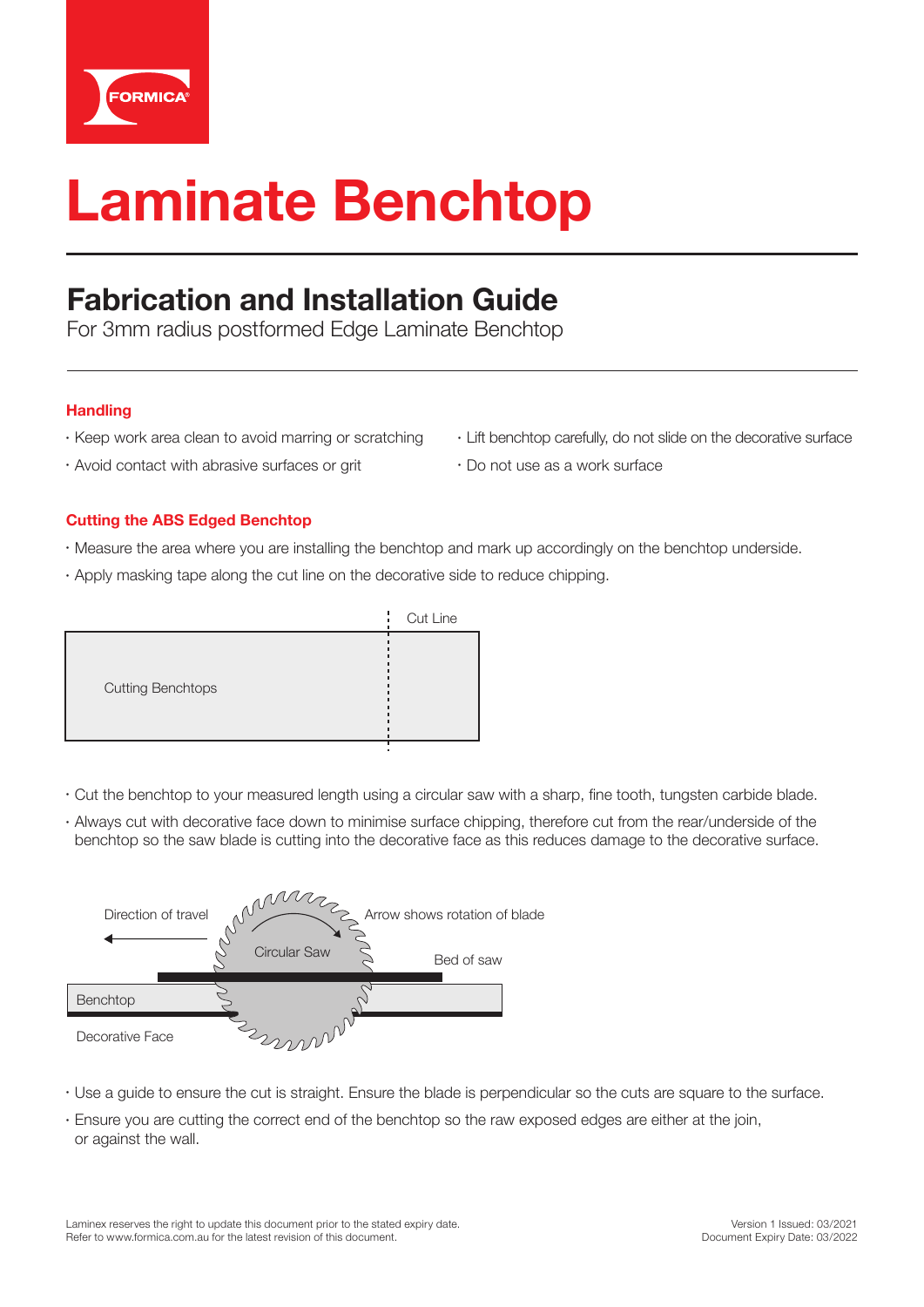FORMICA

# Laminate Benchtop

## Fabrication and Installation Guide

For 3mm radius postformed Edge Laminate Benchtop

### Handling

- Keep work area clean to avoid marring or scratching
- Avoid contact with abrasive surfaces or grit
- Lift benchtop carefully, do not slide on the decorative surface
- Do not use as a work surface

### Cutting the ABS Edged Benchtop

- Measure the area where you are installing the benchtop and mark up accordingly on the benchtop underside.
- Apply masking tape along the cut line on the decorative side to reduce chipping.

Cut Line

Cutting Benchtops

- Cut the benchtop to your measured length using a circular saw with a sharp, fine tooth, tungsten carbide blade.
- Always cut with decorative face down to minimise surface chipping, therefore cut from the rear/underside of the benchtop so the saw blade is cutting into the decorative face as this reduces damage to the decorative surface.

Direction of travel

Arrow shows rotation of blade

Circular Saw

Bed of saw

Benchtop

Decorative Face

- Use a guide to ensure the cut is straight. Ensure the blade is perpendicular so the cuts are square to the surface.
- Ensure you are cutting the correct end of the benchtop so the raw exposed edges are either at the join, or against the wall.

Laminex reserves the right to update this document prior to the stated expiry date.
Refer to www.formica.com.au for the latest revision of this document.

Version 1 Issued: 03/2021
Document Expiry Date: 03/2022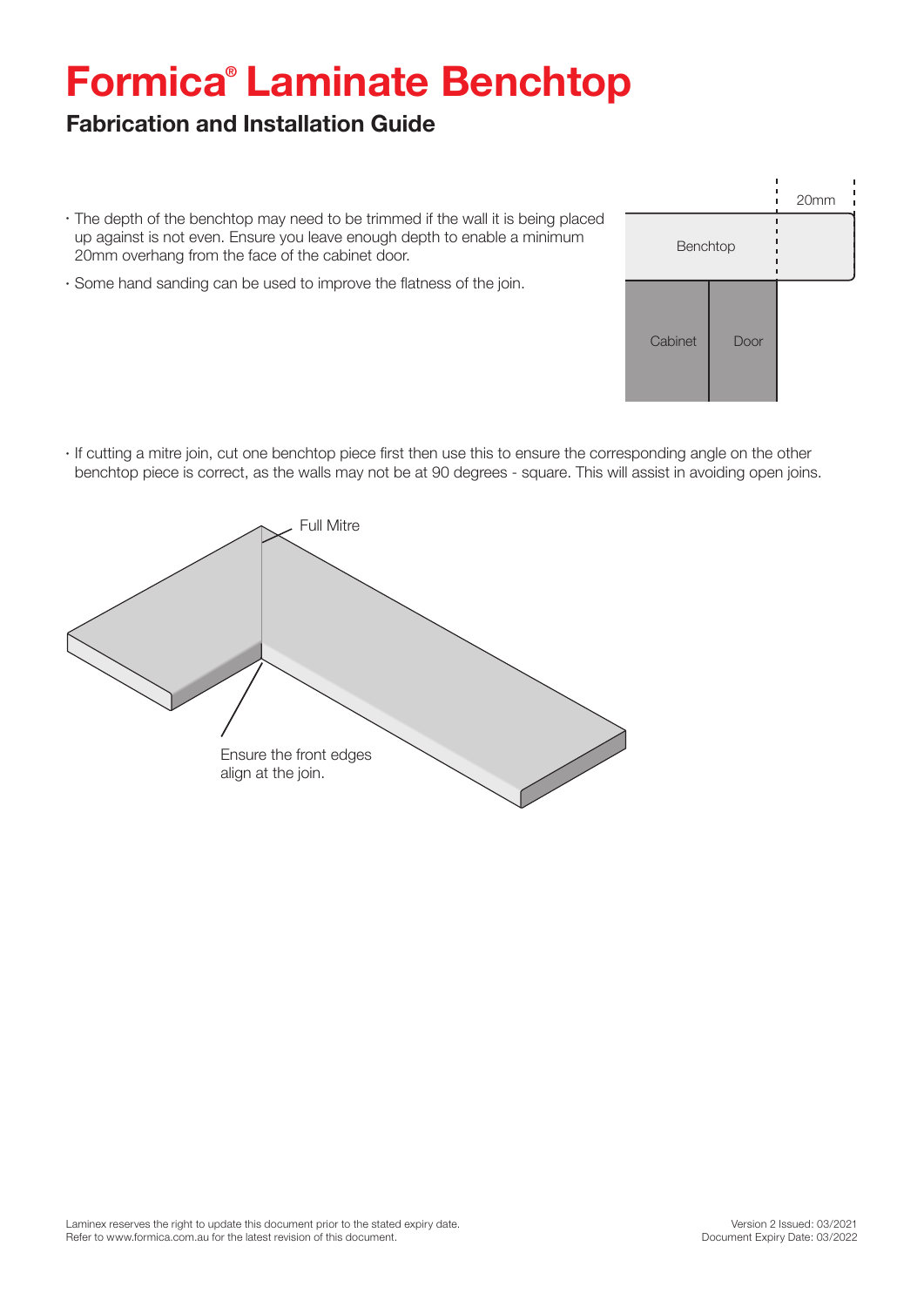# Formica® Laminate Benchtop

## Fabrication and Installation Guide

- The depth of the benchtop may need to be trimmed if the wall it is being placed up against is not even. Ensure you leave enough depth to enable a minimum 20mm overhang from the face of the cabinet door.
- Some hand sanding can be used to improve the flatness of the join.

20mm

Benchtop

Cabinet

Door

- If cutting a mitre join, cut one benchtop piece first then use this to ensure the corresponding angle on the other benchtop piece is correct, as the walls may not be at 90 degrees - square. This will assist in avoiding open joins.

Full Mitre

Ensure the front edges align at the join.

Laminex reserves the right to update this document prior to the stated expiry date.
Refer to www.formica.com.au for the latest revision of this document.

Version 2 Issued: 03/2021
Document Expiry Date: 03/2022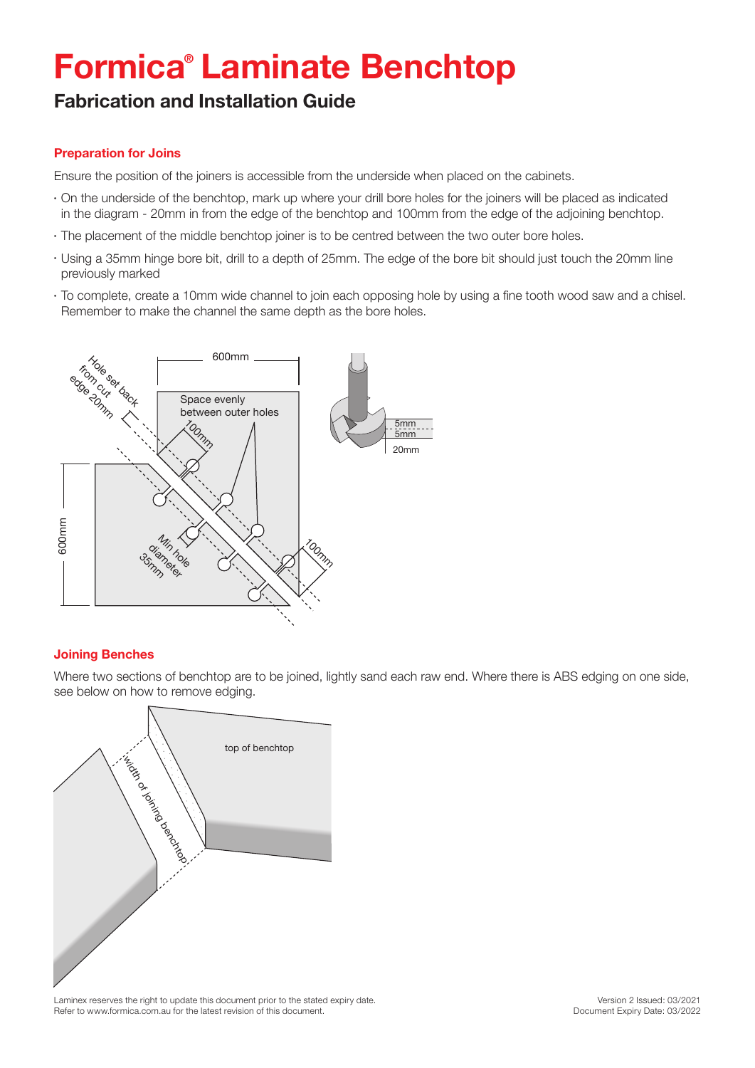# Formica® Laminate Benchtop

## Fabrication and Installation Guide

### Preparation for Joins

Ensure the position of the joiners is accessible from the underside when placed on the cabinets.

- On the underside of the benchtop, mark up where your drill bore holes for the joiners will be placed as indicated in the diagram - 20mm in from the edge of the benchtop and 100mm from the edge of the adjoining benchtop.
- The placement of the middle benchtop joiner is to be centred between the two outer bore holes.
- Using a 35mm hinge bore bit, drill to a depth of 25mm. The edge of the bore bit should just touch the 20mm line previously marked
- To complete, create a 10mm wide channel to join each opposing hole by using a fine tooth wood saw and a chisel. Remember to make the channel the same depth as the bore holes.

### Joining Benches

Where two sections of benchtop are to be joined, lightly sand each raw end. Where there is ABS edging on one side, see below on how to remove edging.

Laminex reserves the right to update this document prior to the stated expiry date.
Refer to www.formica.com.au for the latest revision of this document.

Version 2 Issued: 03/2021
Document Expiry Date: 03/2022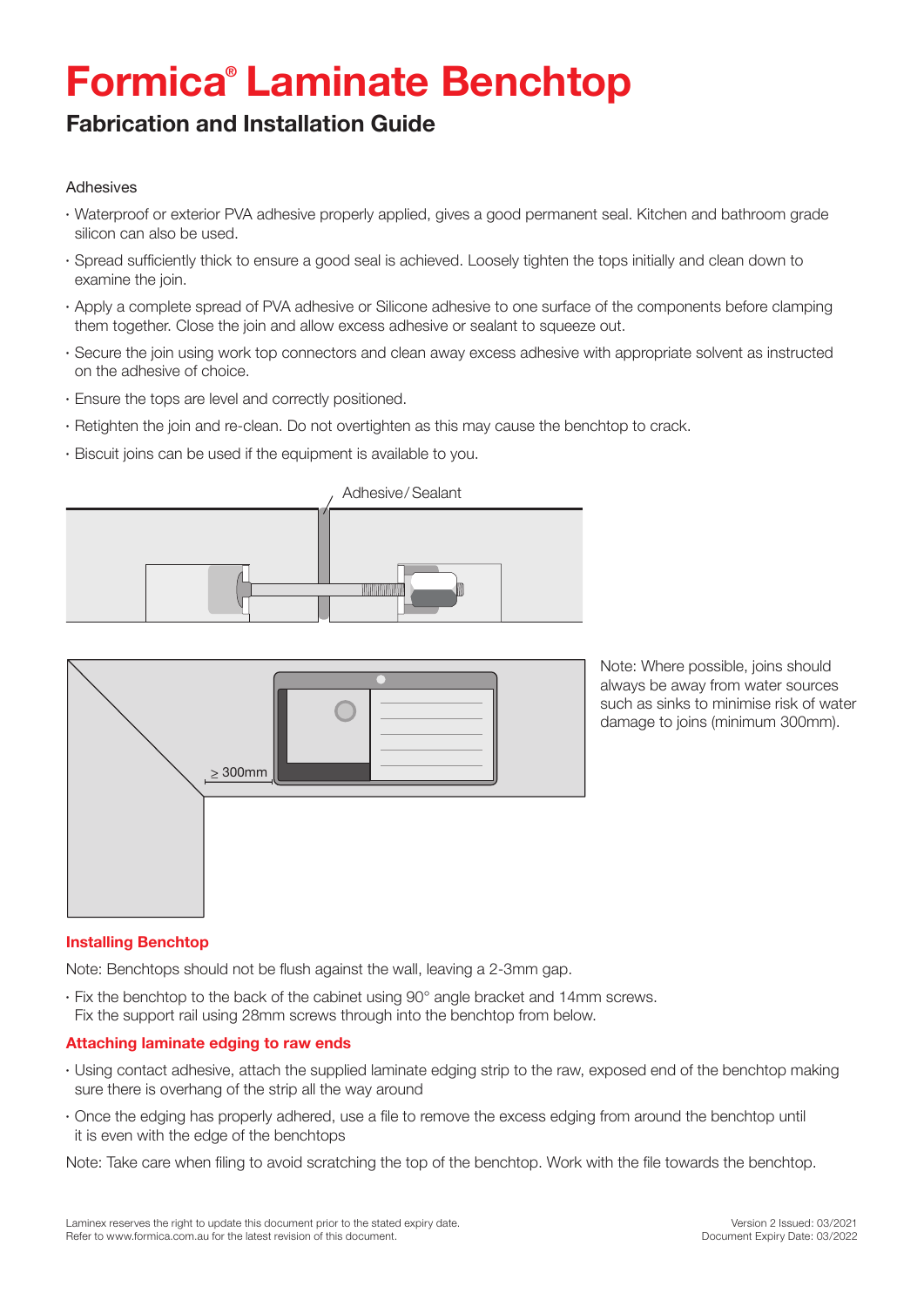# Formica® Laminate Benchtop

## Fabrication and Installation Guide

Adhesives

- Waterproof or exterior PVA adhesive properly applied, gives a good permanent seal. Kitchen and bathroom grade silicon can also be used.
- Spread sufficiently thick to ensure a good seal is achieved. Loosely tighten the tops initially and clean down to examine the join.
- Apply a complete spread of PVA adhesive or Silicone adhesive to one surface of the components before clamping them together. Close the join and allow excess adhesive or sealant to squeeze out.
- Secure the join using work top connectors and clean away excess adhesive with appropriate solvent as instructed on the adhesive of choice.
- Ensure the tops are level and correctly positioned.
- Retighten the join and re-clean. Do not overtighten as this may cause the benchtop to crack.
- Biscuit joins can be used if the equipment is available to you.

Adhesive/Sealant

≥ 300mm

Note: Where possible, joins should always be away from water sources such as sinks to minimise risk of water damage to joins (minimum 300mm).

### Installing Benchtop

Note: Benchtops should not be flush against the wall, leaving a 2-3mm gap.

- Fix the benchtop to the back of the cabinet using 90° angle bracket and 14mm screws. Fix the support rail using 28mm screws through into the benchtop from below.

### Attaching laminate edging to raw ends

- Using contact adhesive, attach the supplied laminate edging strip to the raw, exposed end of the benchtop making sure there is overhang of the strip all the way around
- Once the edging has properly adhered, use a file to remove the excess edging from around the benchtop until it is even with the edge of the benchtops

Note: Take care when filing to avoid scratching the top of the benchtop. Work with the file towards the benchtop.

Laminex reserves the right to update this document prior to the stated expiry date.
Refer to www.formica.com.au for the latest revision of this document.

Version 2 Issued: 03/2021
Document Expiry Date: 03/2022